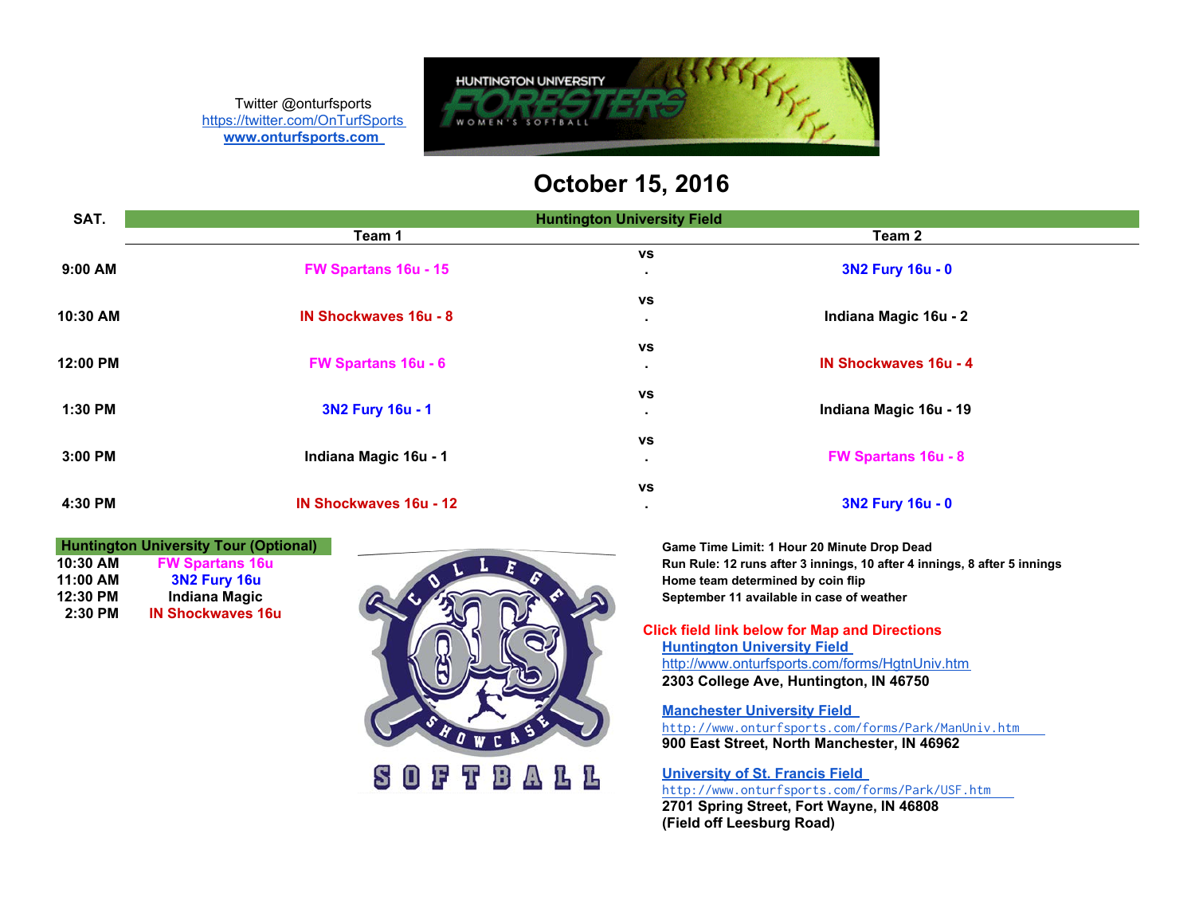Twitter @onturfsports
https://twitter.com/OnTurfSports
www.onturfsports.com

HUNTINGTON UNIVERSITY FORESTERS WOMEN'S SOFTBALL

# October 15, 2016

| SAT. | Team 1 | | Team 2 |
|---|---|---|---|
| | **Huntington University Field** | | |
| 9:00 AM | FW Spartans 16u - 15 | vs . | 3N2 Fury 16u - 0 |
| 10:30 AM | IN Shockwaves 16u - 8 | vs . | Indiana Magic 16u - 2 |
| 12:00 PM | FW Spartans 16u - 6 | vs . | IN Shockwaves 16u - 4 |
| 1:30 PM | 3N2 Fury 16u - 1 | vs . | Indiana Magic 16u - 19 |
| 3:00 PM | Indiana Magic 16u - 1 | vs . | FW Spartans 16u - 8 |
| 4:30 PM | IN Shockwaves 16u - 12 | vs . | 3N2 Fury 16u - 0 |

| Huntington University Tour (Optional) | |
|---|---|
| 10:30 AM | FW Spartans 16u |
| 11:00 AM | 3N2 Fury 16u |
| 12:30 PM | Indiana Magic |
| 2:30 PM | IN Shockwaves 16u |

COLLEGE OTS SHOWCASE SOFTBALL

**Game Time Limit: 1 Hour 20 Minute Drop Dead**
**Run Rule: 12 runs after 3 innings, 10 after 4 innings, 8 after 5 innings**
**Home team determined by coin flip**
**September 11 available in case of weather**

**Click field link below for Map and Directions**

**Huntington University Field**
http://www.onturfsports.com/forms/HgtnUniv.htm
**2303 College Ave, Huntington, IN 46750**

**Manchester University Field**
http://www.onturfsports.com/forms/Park/ManUniv.htm
**900 East Street, North Manchester, IN 46962**

**University of St. Francis Field**
http://www.onturfsports.com/forms/Park/USF.htm
**2701 Spring Street, Fort Wayne, IN 46808**
**(Field off Leesburg Road)**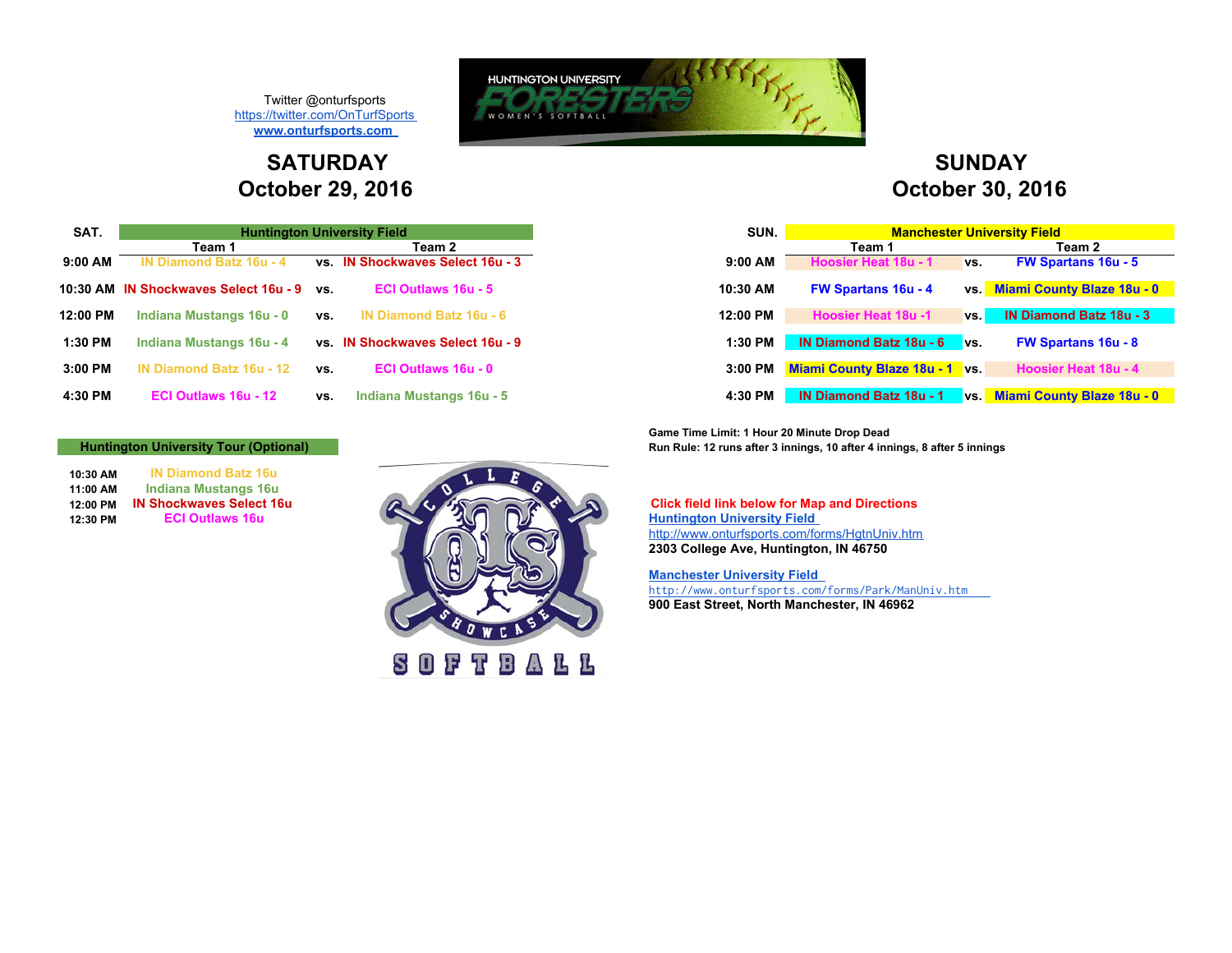Twitter @onturfsports
https://twitter.com/OnTurfSports
www.onturfsports.com

## SATURDAY
## October 29, 2016

| SAT. | Huntington University Field | | |
|---|---|---|---|
| | Team 1 | | Team 2 |
| 9:00 AM | IN Diamond Batz 16u - 4 | vs. | IN Shockwaves Select 16u - 3 |
| 10:30 AM | IN Shockwaves Select 16u - 9 | vs. | ECI Outlaws 16u - 5 |
| 12:00 PM | Indiana Mustangs 16u - 0 | vs. | IN Diamond Batz 16u - 6 |
| 1:30 PM | Indiana Mustangs 16u - 4 | vs. | IN Shockwaves Select 16u - 9 |
| 3:00 PM | IN Diamond Batz 16u - 12 | vs. | ECI Outlaws 16u - 0 |
| 4:30 PM | ECI Outlaws 16u - 12 | vs. | Indiana Mustangs 16u - 5 |

**Huntington University Tour (Optional)**

| | |
|---|---|
| 10:30 AM | IN Diamond Batz 16u |
| 11:00 AM | Indiana Mustangs 16u |
| 12:00 PM | IN Shockwaves Select 16u |
| 12:30 PM | ECI Outlaws 16u |

## SUNDAY
## October 30, 2016

| SUN. | Manchester University Field | | |
|---|---|---|---|
| | Team 1 | | Team 2 |
| 9:00 AM | Hoosier Heat 18u - 1 | vs. | FW Spartans 16u - 5 |
| 10:30 AM | FW Spartans 16u - 4 | vs. | Miami County Blaze 18u - 0 |
| 12:00 PM | Hoosier Heat 18u -1 | vs. | IN Diamond Batz 18u - 3 |
| 1:30 PM | IN Diamond Batz 18u - 6 | vs. | FW Spartans 16u - 8 |
| 3:00 PM | Miami County Blaze 18u - 1 | vs. | Hoosier Heat 18u - 4 |
| 4:30 PM | IN Diamond Batz 18u - 1 | vs. | Miami County Blaze 18u - 0 |

**Game Time Limit: 1 Hour 20 Minute Drop Dead**
**Run Rule: 12 runs after 3 innings, 10 after 4 innings, 8 after 5 innings**

**Click field link below for Map and Directions**

**Huntington University Field**
http://www.onturfsports.com/forms/HgtnUniv.htm
**2303 College Ave, Huntington, IN 46750**

**Manchester University Field**
http://www.onturfsports.com/forms/Park/ManUniv.htm
**900 East Street, North Manchester, IN 46962**